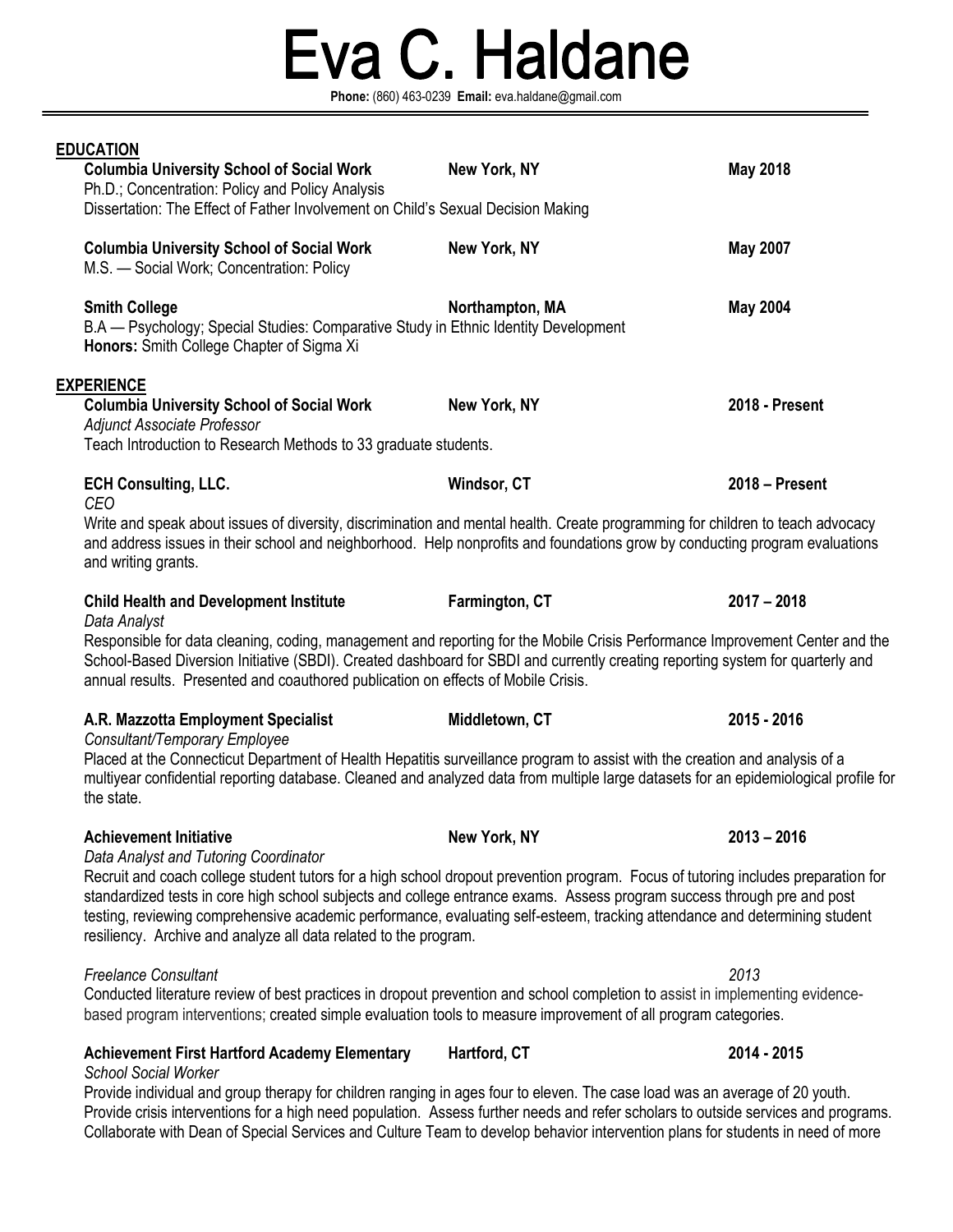# Eva C. Haldane

**Phone:** (860) 463-0239 **Email:** eva.haldane@gmail.com

## EDUCATION

**Columbia University School of Social Work** — **New York, NY** — **May 2018**
Ph.D.; Concentration: Policy and Policy Analysis
Dissertation: The Effect of Father Involvement on Child's Sexual Decision Making

**Columbia University School of Social Work** — **New York, NY** — **May 2007**
M.S. — Social Work; Concentration: Policy

**Smith College** — **Northampton, MA** — **May 2004**
B.A — Psychology; Special Studies: Comparative Study in Ethnic Identity Development
**Honors:** Smith College Chapter of Sigma Xi

## EXPERIENCE

**Columbia University School of Social Work** — **New York, NY** — **2018 - Present**
*Adjunct Associate Professor*
Teach Introduction to Research Methods to 33 graduate students.

**ECH Consulting, LLC.** — **Windsor, CT** — **2018 – Present**
*CEO*
Write and speak about issues of diversity, discrimination and mental health. Create programming for children to teach advocacy and address issues in their school and neighborhood. Help nonprofits and foundations grow by conducting program evaluations and writing grants.

**Child Health and Development Institute** — **Farmington, CT** — **2017 – 2018**
*Data Analyst*
Responsible for data cleaning, coding, management and reporting for the Mobile Crisis Performance Improvement Center and the School-Based Diversion Initiative (SBDI). Created dashboard for SBDI and currently creating reporting system for quarterly and annual results. Presented and coauthored publication on effects of Mobile Crisis.

**A.R. Mazzotta Employment Specialist** — **Middletown, CT** — **2015 - 2016**
*Consultant/Temporary Employee*
Placed at the Connecticut Department of Health Hepatitis surveillance program to assist with the creation and analysis of a multiyear confidential reporting database. Cleaned and analyzed data from multiple large datasets for an epidemiological profile for the state.

**Achievement Initiative** — **New York, NY** — **2013 – 2016**
*Data Analyst and Tutoring Coordinator*
Recruit and coach college student tutors for a high school dropout prevention program. Focus of tutoring includes preparation for standardized tests in core high school subjects and college entrance exams. Assess program success through pre and post testing, reviewing comprehensive academic performance, evaluating self-esteem, tracking attendance and determining student resiliency. Archive and analyze all data related to the program.

*Freelance Consultant* — *2013*
Conducted literature review of best practices in dropout prevention and school completion to assist in implementing evidence-based program interventions; created simple evaluation tools to measure improvement of all program categories.

**Achievement First Hartford Academy Elementary** — **Hartford, CT** — **2014 - 2015**
*School Social Worker*
Provide individual and group therapy for children ranging in ages four to eleven. The case load was an average of 20 youth. Provide crisis interventions for a high need population. Assess further needs and refer scholars to outside services and programs. Collaborate with Dean of Special Services and Culture Team to develop behavior intervention plans for students in need of more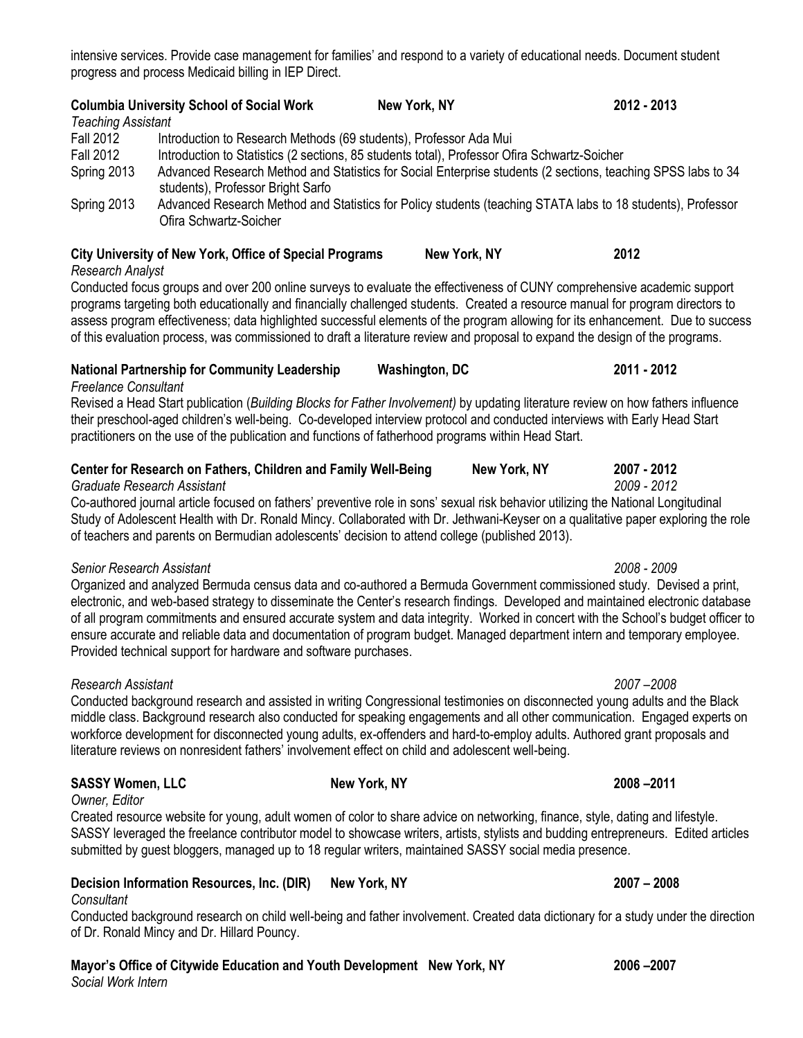intensive services. Provide case management for families' and respond to a variety of educational needs. Document student progress and process Medicaid billing in IEP Direct.

**Columbia University School of Social Work** **New York, NY** **2012 - 2013**
*Teaching Assistant*

Fall 2012 Introduction to Research Methods (69 students), Professor Ada Mui

Fall 2012 Introduction to Statistics (2 sections, 85 students total), Professor Ofira Schwartz-Soicher

Spring 2013 Advanced Research Method and Statistics for Social Enterprise students (2 sections, teaching SPSS labs to 34 students), Professor Bright Sarfo

Spring 2013 Advanced Research Method and Statistics for Policy students (teaching STATA labs to 18 students), Professor Ofira Schwartz-Soicher

**City University of New York, Office of Special Programs** **New York, NY** **2012**
*Research Analyst*

Conducted focus groups and over 200 online surveys to evaluate the effectiveness of CUNY comprehensive academic support programs targeting both educationally and financially challenged students. Created a resource manual for program directors to assess program effectiveness; data highlighted successful elements of the program allowing for its enhancement. Due to success of this evaluation process, was commissioned to draft a literature review and proposal to expand the design of the programs.

**National Partnership for Community Leadership** **Washington, DC** **2011 - 2012**
*Freelance Consultant*

Revised a Head Start publication (*Building Blocks for Father Involvement)* by updating literature review on how fathers influence their preschool-aged children's well-being. Co-developed interview protocol and conducted interviews with Early Head Start practitioners on the use of the publication and functions of fatherhood programs within Head Start.

**Center for Research on Fathers, Children and Family Well-Being** **New York, NY** **2007 - 2012**
*Graduate Research Assistant* *2009 - 2012*

Co-authored journal article focused on fathers' preventive role in sons' sexual risk behavior utilizing the National Longitudinal Study of Adolescent Health with Dr. Ronald Mincy. Collaborated with Dr. Jethwani-Keyser on a qualitative paper exploring the role of teachers and parents on Bermudian adolescents' decision to attend college (published 2013).

*Senior Research Assistant* *2008 - 2009*

Organized and analyzed Bermuda census data and co-authored a Bermuda Government commissioned study. Devised a print, electronic, and web-based strategy to disseminate the Center's research findings. Developed and maintained electronic database of all program commitments and ensured accurate system and data integrity. Worked in concert with the School's budget officer to ensure accurate and reliable data and documentation of program budget. Managed department intern and temporary employee. Provided technical support for hardware and software purchases.

*Research Assistant* *2007 –2008*

Conducted background research and assisted in writing Congressional testimonies on disconnected young adults and the Black middle class. Background research also conducted for speaking engagements and all other communication. Engaged experts on workforce development for disconnected young adults, ex-offenders and hard-to-employ adults. Authored grant proposals and literature reviews on nonresident fathers' involvement effect on child and adolescent well-being.

**SASSY Women, LLC** **New York, NY** **2008 –2011**
*Owner, Editor*

Created resource website for young, adult women of color to share advice on networking, finance, style, dating and lifestyle. SASSY leveraged the freelance contributor model to showcase writers, artists, stylists and budding entrepreneurs. Edited articles submitted by guest bloggers, managed up to 18 regular writers, maintained SASSY social media presence.

**Decision Information Resources, Inc. (DIR)** **New York, NY** **2007 – 2008**
*Consultant*

Conducted background research on child well-being and father involvement. Created data dictionary for a study under the direction of Dr. Ronald Mincy and Dr. Hillard Pouncy.

**Mayor's Office of Citywide Education and Youth Development** **New York, NY** **2006 –2007**
*Social Work Intern*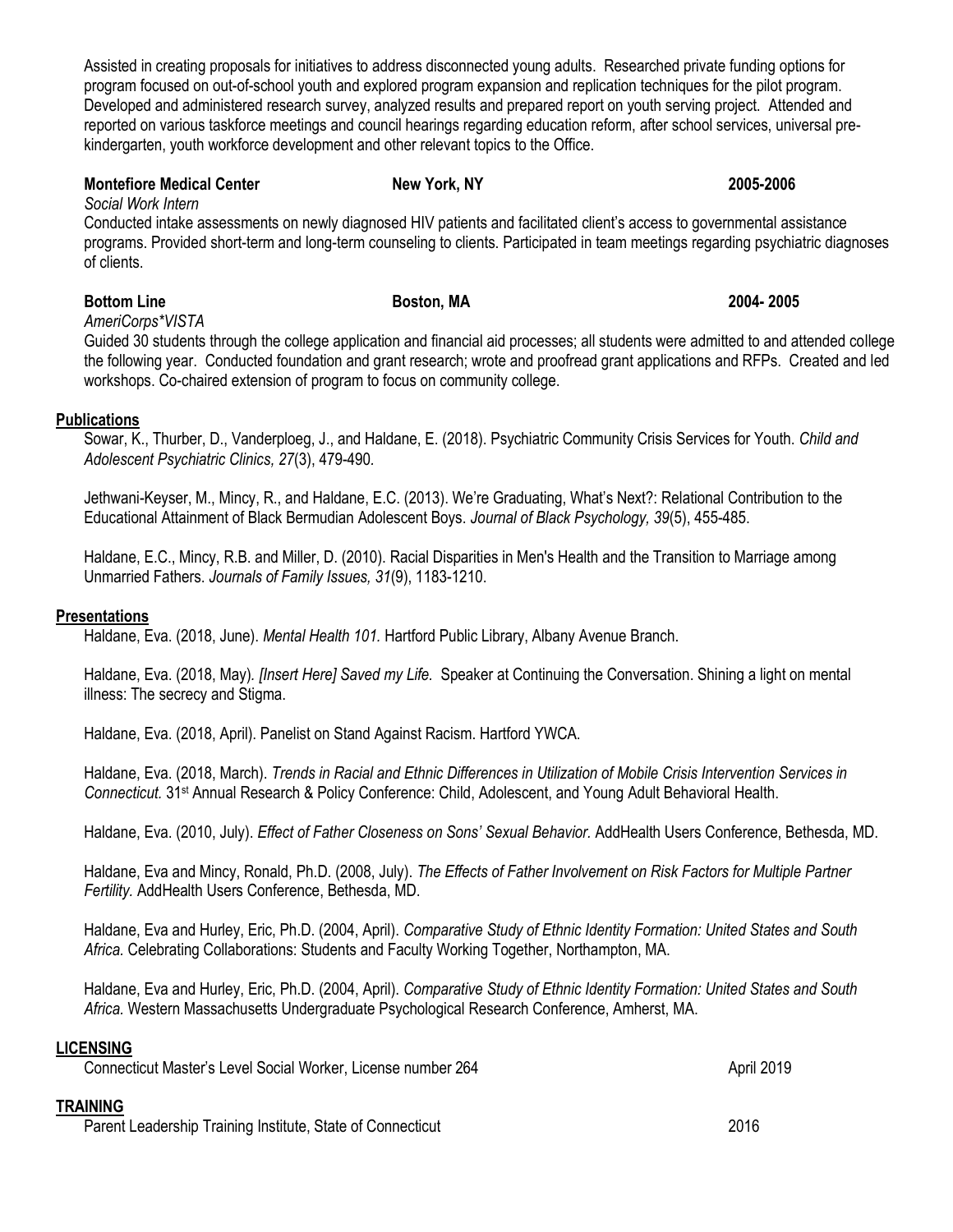Assisted in creating proposals for initiatives to address disconnected young adults. Researched private funding options for program focused on out-of-school youth and explored program expansion and replication techniques for the pilot program. Developed and administered research survey, analyzed results and prepared report on youth serving project. Attended and reported on various taskforce meetings and council hearings regarding education reform, after school services, universal pre-kindergarten, youth workforce development and other relevant topics to the Office.

**Montefiore Medical Center** **New York, NY** **2005-2006**
*Social Work Intern*
Conducted intake assessments on newly diagnosed HIV patients and facilitated client's access to governmental assistance programs. Provided short-term and long-term counseling to clients. Participated in team meetings regarding psychiatric diagnoses of clients.

**Bottom Line** **Boston, MA** **2004- 2005**
*AmeriCorps*VISTA*
Guided 30 students through the college application and financial aid processes; all students were admitted to and attended college the following year. Conducted foundation and grant research; wrote and proofread grant applications and RFPs. Created and led workshops. Co-chaired extension of program to focus on community college.

## Publications

Sowar, K., Thurber, D., Vanderploeg, J., and Haldane, E. (2018). Psychiatric Community Crisis Services for Youth. *Child and Adolescent Psychiatric Clinics, 27*(3), 479-490.

Jethwani-Keyser, M., Mincy, R., and Haldane, E.C. (2013). We're Graduating, What's Next?: Relational Contribution to the Educational Attainment of Black Bermudian Adolescent Boys. *Journal of Black Psychology, 39*(5), 455-485.

Haldane, E.C., Mincy, R.B. and Miller, D. (2010). Racial Disparities in Men's Health and the Transition to Marriage among Unmarried Fathers. *Journals of Family Issues, 31*(9), 1183-1210.

## Presentations

Haldane, Eva. (2018, June). *Mental Health 101.* Hartford Public Library, Albany Avenue Branch.

Haldane, Eva. (2018, May). *[Insert Here] Saved my Life.* Speaker at Continuing the Conversation. Shining a light on mental illness: The secrecy and Stigma.

Haldane, Eva. (2018, April). Panelist on Stand Against Racism. Hartford YWCA.

Haldane, Eva. (2018, March). *Trends in Racial and Ethnic Differences in Utilization of Mobile Crisis Intervention Services in Connecticut.* 31st Annual Research & Policy Conference: Child, Adolescent, and Young Adult Behavioral Health.

Haldane, Eva. (2010, July). *Effect of Father Closeness on Sons' Sexual Behavior.* AddHealth Users Conference, Bethesda, MD.

Haldane, Eva and Mincy, Ronald, Ph.D. (2008, July). *The Effects of Father Involvement on Risk Factors for Multiple Partner Fertility.* AddHealth Users Conference, Bethesda, MD.

Haldane, Eva and Hurley, Eric, Ph.D. (2004, April). *Comparative Study of Ethnic Identity Formation: United States and South Africa.* Celebrating Collaborations: Students and Faculty Working Together, Northampton, MA.

Haldane, Eva and Hurley, Eric, Ph.D. (2004, April). *Comparative Study of Ethnic Identity Formation: United States and South Africa.* Western Massachusetts Undergraduate Psychological Research Conference, Amherst, MA.

## LICENSING

Connecticut Master's Level Social Worker, License number 264 April 2019

## TRAINING

Parent Leadership Training Institute, State of Connecticut 2016